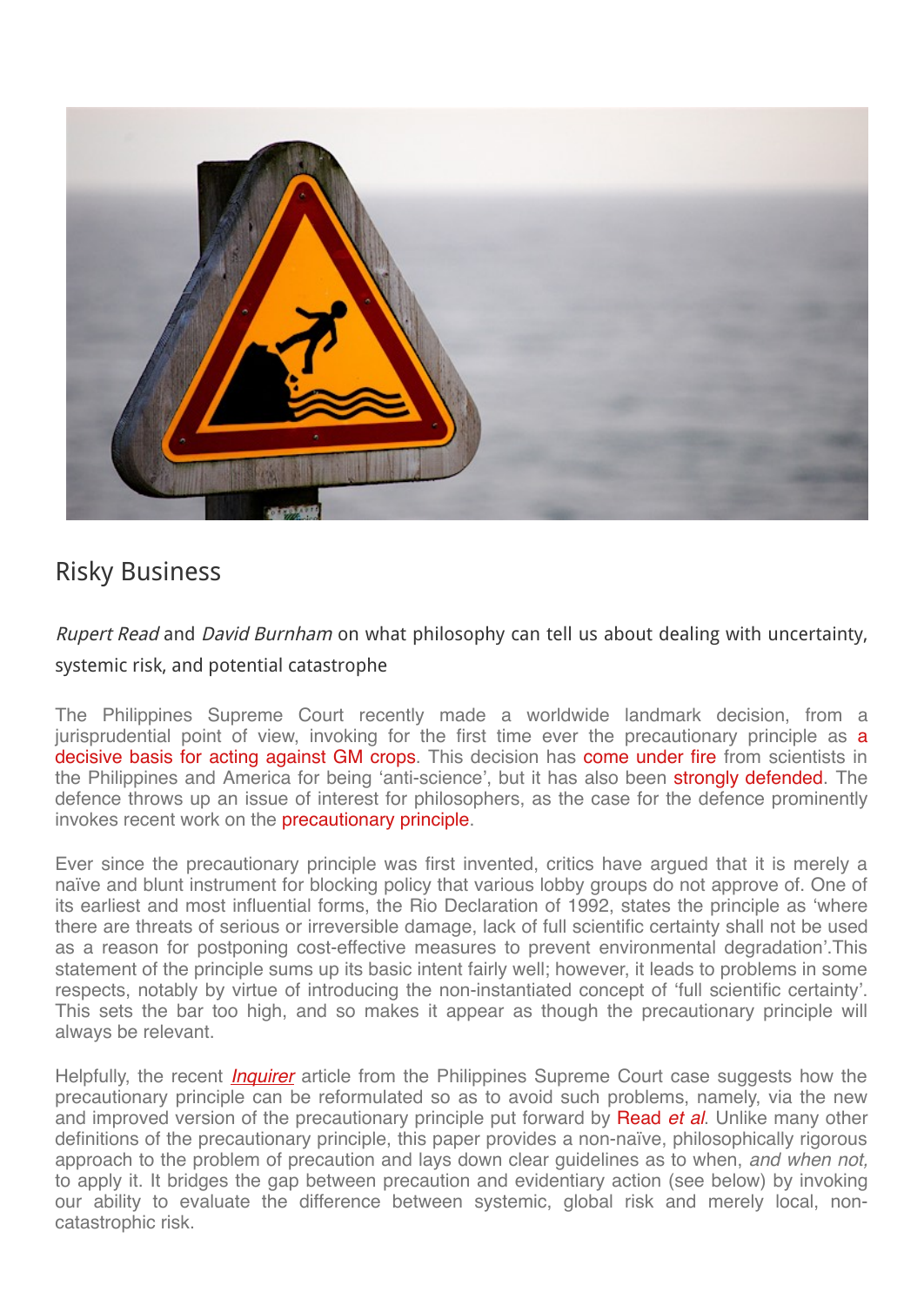# Risky Business

*Rupert Read* and *David Burnham* on what philosophy can tell us about dealing with uncertainty, systemic risk, and potential catastrophe

The Philippines Supreme Court recently made a worldwide landmark decision, from a jurisprudential point of view, invoking for the first time ever the precautionary principle as a decisive basis for acting against GM crops. This decision has come under fire from scientists in the Philippines and America for being 'anti-science', but it has also been strongly defended. The defence throws up an issue of interest for philosophers, as the case for the defence prominently invokes recent work on the precautionary principle.

Ever since the precautionary principle was first invented, critics have argued that it is merely a naïve and blunt instrument for blocking policy that various lobby groups do not approve of. One of its earliest and most influential forms, the Rio Declaration of 1992, states the principle as 'where there are threats of serious or irreversible damage, lack of full scientific certainty shall not be used as a reason for postponing cost-effective measures to prevent environmental degradation'.This statement of the principle sums up its basic intent fairly well; however, it leads to problems in some respects, notably by virtue of introducing the non-instantiated concept of 'full scientific certainty'. This sets the bar too high, and so makes it appear as though the precautionary principle will always be relevant.

Helpfully, the recent *Inquirer* article from the Philippines Supreme Court case suggests how the precautionary principle can be reformulated so as to avoid such problems, namely, via the new and improved version of the precautionary principle put forward by Read *et al*. Unlike many other definitions of the precautionary principle, this paper provides a non-naïve, philosophically rigorous approach to the problem of precaution and lays down clear guidelines as to when, *and when not,* to apply it. It bridges the gap between precaution and evidentiary action (see below) by invoking our ability to evaluate the difference between systemic, global risk and merely local, non-catastrophic risk.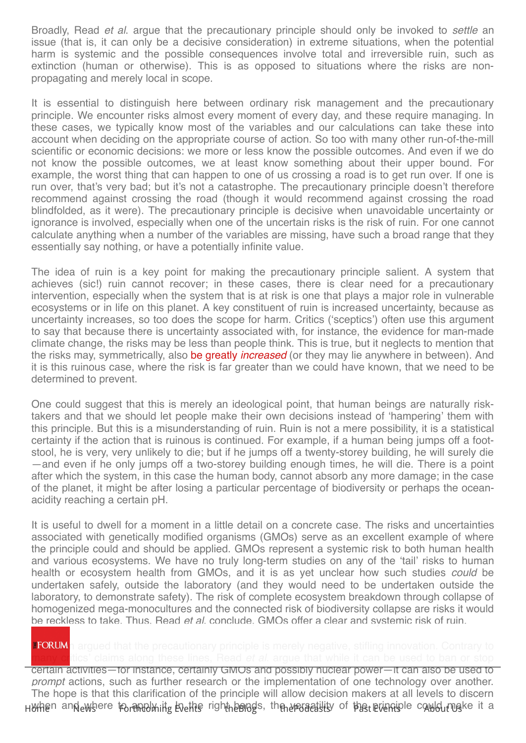Broadly, Read *et al*. argue that the precautionary principle should only be invoked to *settle* an issue (that is, it can only be a decisive consideration) in extreme situations, when the potential harm is systemic and the possible consequences involve total and irreversible ruin, such as extinction (human or otherwise). This is as opposed to situations where the risks are non-propagating and merely local in scope.

It is essential to distinguish here between ordinary risk management and the precautionary principle. We encounter risks almost every moment of every day, and these require managing. In these cases, we typically know most of the variables and our calculations can take these into account when deciding on the appropriate course of action. So too with many other run-of-the-mill scientific or economic decisions: we more or less know the possible outcomes. And even if we do not know the possible outcomes, we at least know something about their upper bound. For example, the worst thing that can happen to one of us crossing a road is to get run over. If one is run over, that's very bad; but it's not a catastrophe. The precautionary principle doesn't therefore recommend against crossing the road (though it would recommend against crossing the road blindfolded, as it were). The precautionary principle is decisive when unavoidable uncertainty or ignorance is involved, especially when one of the uncertain risks is the risk of ruin. For one cannot calculate anything when a number of the variables are missing, have such a broad range that they essentially say nothing, or have a potentially infinite value.

The idea of ruin is a key point for making the precautionary principle salient. A system that achieves (sic!) ruin cannot recover; in these cases, there is clear need for a precautionary intervention, especially when the system that is at risk is one that plays a major role in vulnerable ecosystems or in life on this planet. A key constituent of ruin is increased uncertainty, because as uncertainty increases, so too does the scope for harm. Critics ('sceptics') often use this argument to say that because there is uncertainty associated with, for instance, the evidence for man-made climate change, the risks may be less than people think. This is true, but it neglects to mention that the risks may, symmetrically, also be greatly *increased* (or they may lie anywhere in between). And it is this ruinous case, where the risk is far greater than we could have known, that we need to be determined to prevent.

One could suggest that this is merely an ideological point, that human beings are naturally risk-takers and that we should let people make their own decisions instead of 'hampering' them with this principle. But this is a misunderstanding of ruin. Ruin is not a mere possibility, it is a statistical certainty if the action that is ruinous is continued. For example, if a human being jumps off a foot-stool, he is very, very unlikely to die; but if he jumps off a twenty-storey building, he will surely die—and even if he only jumps off a two-storey building enough times, he will die. There is a point after which the system, in this case the human body, cannot absorb any more damage; in the case of the planet, it might be after losing a particular percentage of biodiversity or perhaps the ocean-acidity reaching a certain pH.

It is useful to dwell for a moment in a little detail on a concrete case. The risks and uncertainties associated with genetically modified organisms (GMOs) serve as an excellent example of where the principle could and should be applied. GMOs represent a systemic risk to both human health and various ecosystems. We have no truly long-term studies on any of the 'tail' risks to human health or ecosystem health from GMOs, and it is as yet unclear how such studies *could* be undertaken safely, outside the laboratory (and they would need to be undertaken outside the laboratory, to demonstrate safety). The risk of complete ecosystem breakdown through collapse of homogenized mega-monocultures and the connected risk of biodiversity collapse are risks it would be reckless to take. Thus, Read *et al*. conclude, GMOs offer a clear and systemic risk of ruin.

It has often been argued that the precautionary principle is merely negative, stifling innovation. Contrary to many critics' claims along these lines, Read *et al*. argue that while it can be used to ban or stop certain activities—for instance, certainly GMOs and possibly nuclear power—it can also be used to *prompt* actions, such as further research or the implementation of one technology over another. The hope is that this clarification of the principle will allow decision makers at all levels to discern when and where to apply it. In the right hands, the versatility of the principle could make it a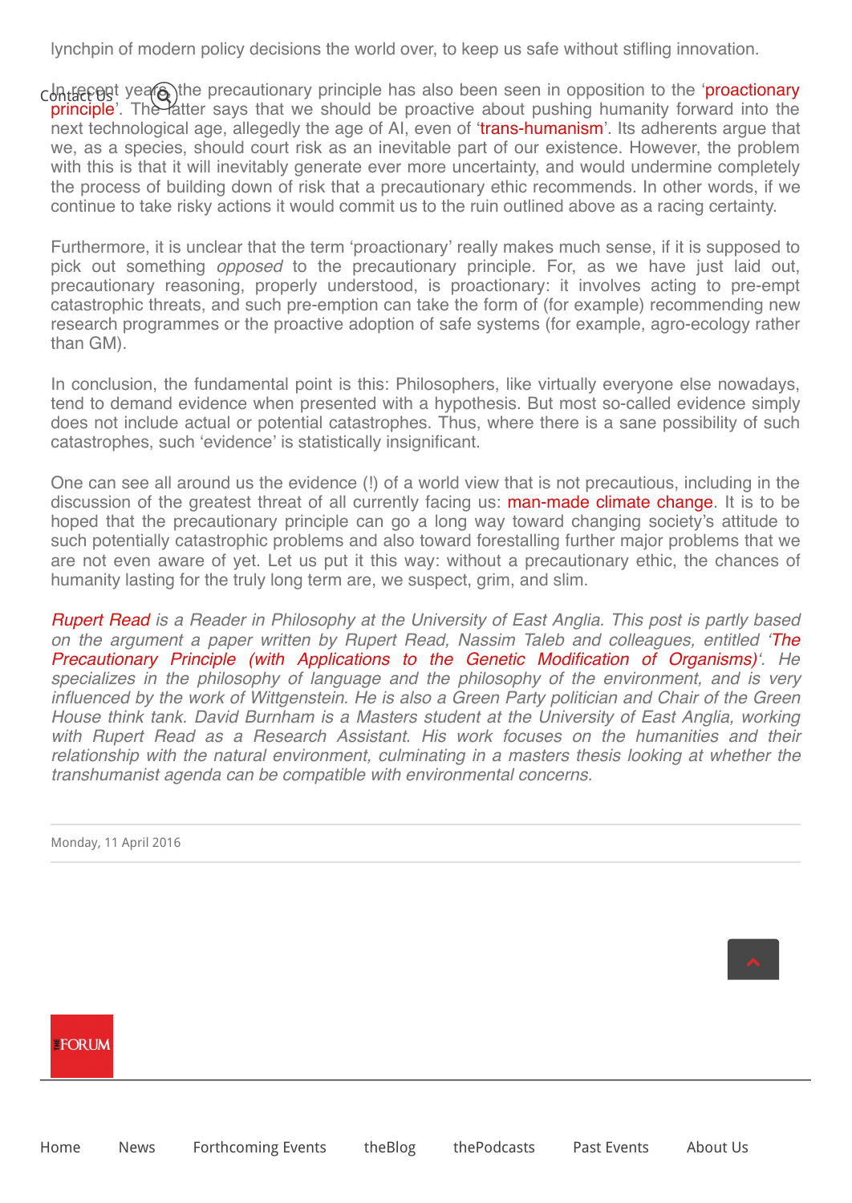lynchpin of modern policy decisions the world over, to keep us safe without stifling innovation.

In recent years the precautionary principle has also been seen in opposition to the 'proactionary principle'. The latter says that we should be proactive about pushing humanity forward into the next technological age, allegedly the age of AI, even of 'trans-humanism'. Its adherents argue that we, as a species, should court risk as an inevitable part of our existence. However, the problem with this is that it will inevitably generate ever more uncertainty, and would undermine completely the process of building down of risk that a precautionary ethic recommends. In other words, if we continue to take risky actions it would commit us to the ruin outlined above as a racing certainty.

Furthermore, it is unclear that the term 'proactionary' really makes much sense, if it is supposed to pick out something *opposed* to the precautionary principle. For, as we have just laid out, precautionary reasoning, properly understood, is proactionary: it involves acting to pre-empt catastrophic threats, and such pre-emption can take the form of (for example) recommending new research programmes or the proactive adoption of safe systems (for example, agro-ecology rather than GM).

In conclusion, the fundamental point is this: Philosophers, like virtually everyone else nowadays, tend to demand evidence when presented with a hypothesis. But most so-called evidence simply does not include actual or potential catastrophes. Thus, where there is a sane possibility of such catastrophes, such 'evidence' is statistically insignificant.

One can see all around us the evidence (!) of a world view that is not precautious, including in the discussion of the greatest threat of all currently facing us: man-made climate change. It is to be hoped that the precautionary principle can go a long way toward changing society's attitude to such potentially catastrophic problems and also toward forestalling further major problems that we are not even aware of yet. Let us put it this way: without a precautionary ethic, the chances of humanity lasting for the truly long term are, we suspect, grim, and slim.

*Rupert Read is a Reader in Philosophy at the University of East Anglia. This post is partly based on the argument a paper written by Rupert Read, Nassim Taleb and colleagues, entitled 'The Precautionary Principle (with Applications to the Genetic Modification of Organisms)'. He specializes in the philosophy of language and the philosophy of the environment, and is very influenced by the work of Wittgenstein. He is also a Green Party politician and Chair of the Green House think tank. David Burnham is a Masters student at the University of East Anglia, working with Rupert Read as a Research Assistant. His work focuses on the humanities and their relationship with the natural environment, culminating in a masters thesis looking at whether the transhumanist agenda can be compatible with environmental concerns.*

Monday, 11 April 2016